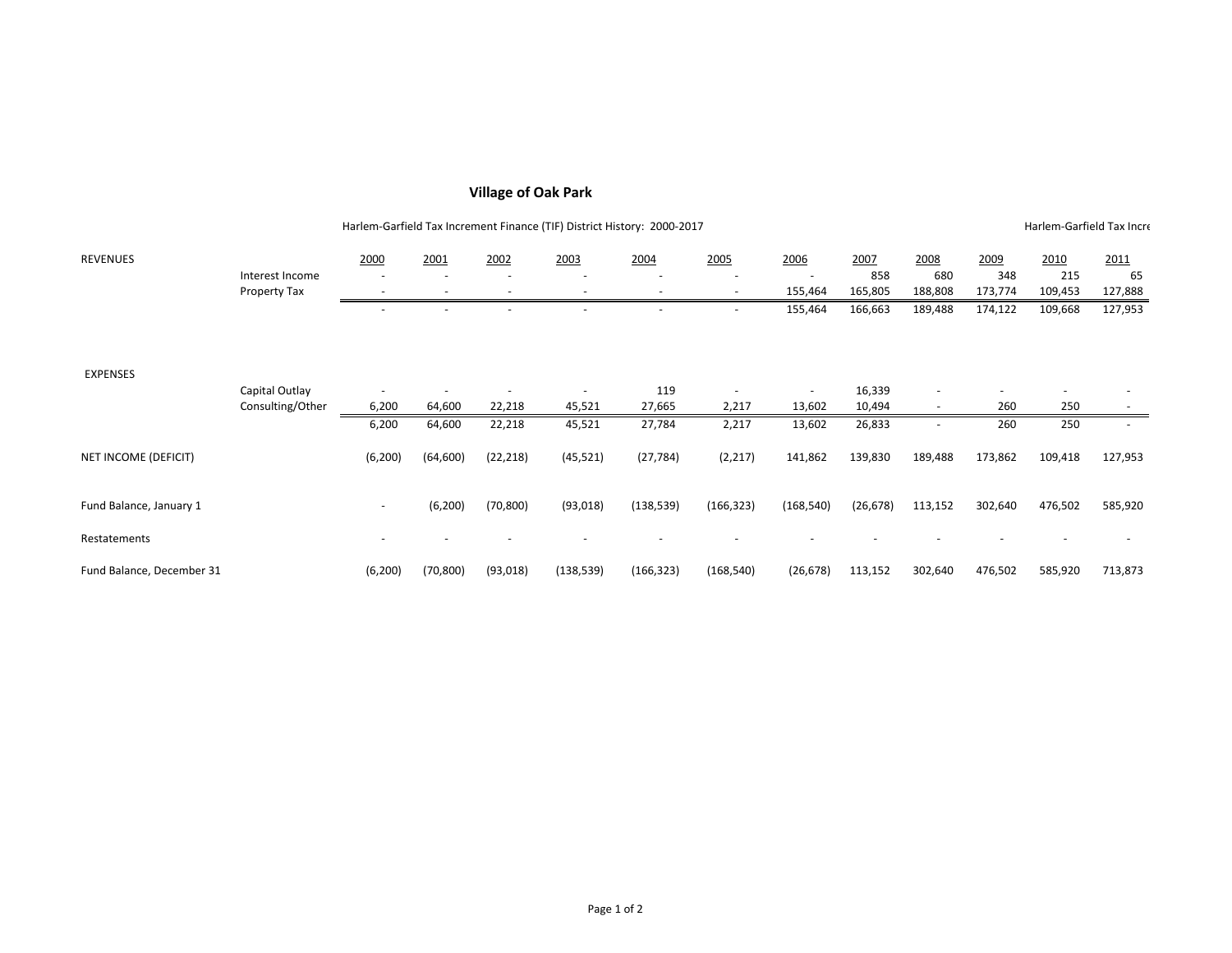# Village of Oak Park

Harlem-Garfield Tax Increment Finance (TIF) District History: 2000-2017

Harlem-Garfield Tax Incre

| | | 2000 | 2001 | 2002 | 2003 | 2004 | 2005 | 2006 | 2007 | 2008 | 2009 | 2010 | 2011 |
|---|---|---|---|---|---|---|---|---|---|---|---|---|---|
| REVENUES | | | | | | | | | | | | | |
| | Interest Income | - | - | - | - | - | - | - | 858 | 680 | 348 | 215 | 65 |
| | Property Tax | - | - | - | - | - | - | 155,464 | 165,805 | 188,808 | 173,774 | 109,453 | 127,888 |
| | | - | - | - | - | - | - | 155,464 | 166,663 | 189,488 | 174,122 | 109,668 | 127,953 |
| EXPENSES | | | | | | | | | | | | | |
| | Capital Outlay | - | - | - | - | 119 | - | - | 16,339 | - | - | - | - |
| | Consulting/Other | 6,200 | 64,600 | 22,218 | 45,521 | 27,665 | 2,217 | 13,602 | 10,494 | - | 260 | 250 | - |
| | | 6,200 | 64,600 | 22,218 | 45,521 | 27,784 | 2,217 | 13,602 | 26,833 | - | 260 | 250 | - |
| NET INCOME (DEFICIT) | | (6,200) | (64,600) | (22,218) | (45,521) | (27,784) | (2,217) | 141,862 | 139,830 | 189,488 | 173,862 | 109,418 | 127,953 |
| Fund Balance, January 1 | | - | (6,200) | (70,800) | (93,018) | (138,539) | (166,323) | (168,540) | (26,678) | 113,152 | 302,640 | 476,502 | 585,920 |
| Restatements | | - | - | - | - | - | - | - | - | - | - | - | - |
| Fund Balance, December 31 | | (6,200) | (70,800) | (93,018) | (138,539) | (166,323) | (168,540) | (26,678) | 113,152 | 302,640 | 476,502 | 585,920 | 713,873 |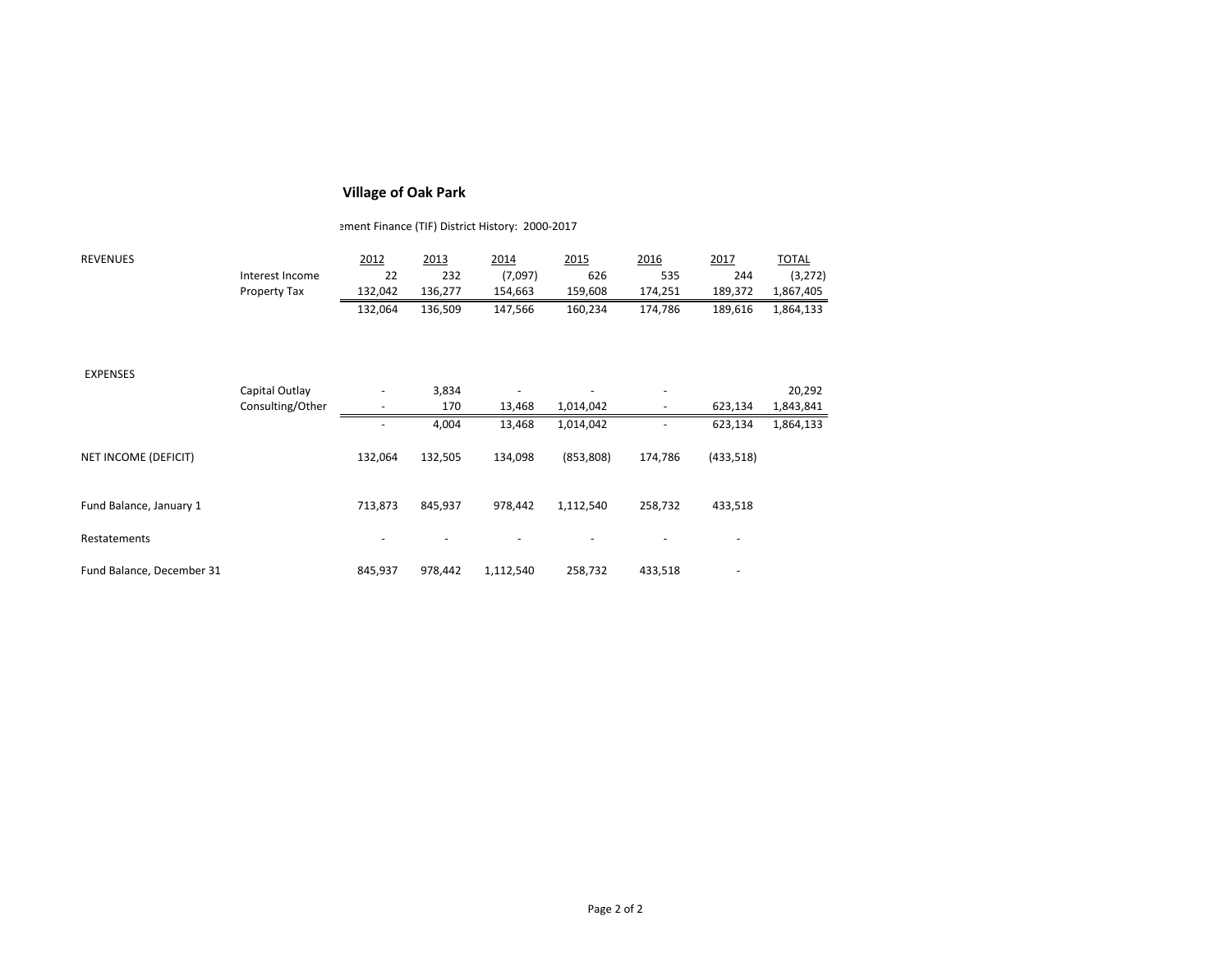## Village of Oak Park

ement Finance (TIF) District History: 2000-2017

| | | 2012 | 2013 | 2014 | 2015 | 2016 | 2017 | TOTAL |
|---|---|---|---|---|---|---|---|---|
| REVENUES | | | | | | | | |
| | Interest Income | 22 | 232 | (7,097) | 626 | 535 | 244 | (3,272) |
| | Property Tax | 132,042 | 136,277 | 154,663 | 159,608 | 174,251 | 189,372 | 1,867,405 |
| | | 132,064 | 136,509 | 147,566 | 160,234 | 174,786 | 189,616 | 1,864,133 |
| EXPENSES | | | | | | | | |
| | Capital Outlay | - | 3,834 | - | - | - | | 20,292 |
| | Consulting/Other | - | 170 | 13,468 | 1,014,042 | - | 623,134 | 1,843,841 |
| | | - | 4,004 | 13,468 | 1,014,042 | - | 623,134 | 1,864,133 |
| NET INCOME (DEFICIT) | | 132,064 | 132,505 | 134,098 | (853,808) | 174,786 | (433,518) | |
| Fund Balance, January 1 | | 713,873 | 845,937 | 978,442 | 1,112,540 | 258,732 | 433,518 | |
| Restatements | | - | - | - | - | - | - | |
| Fund Balance, December 31 | | 845,937 | 978,442 | 1,112,540 | 258,732 | 433,518 | - | |